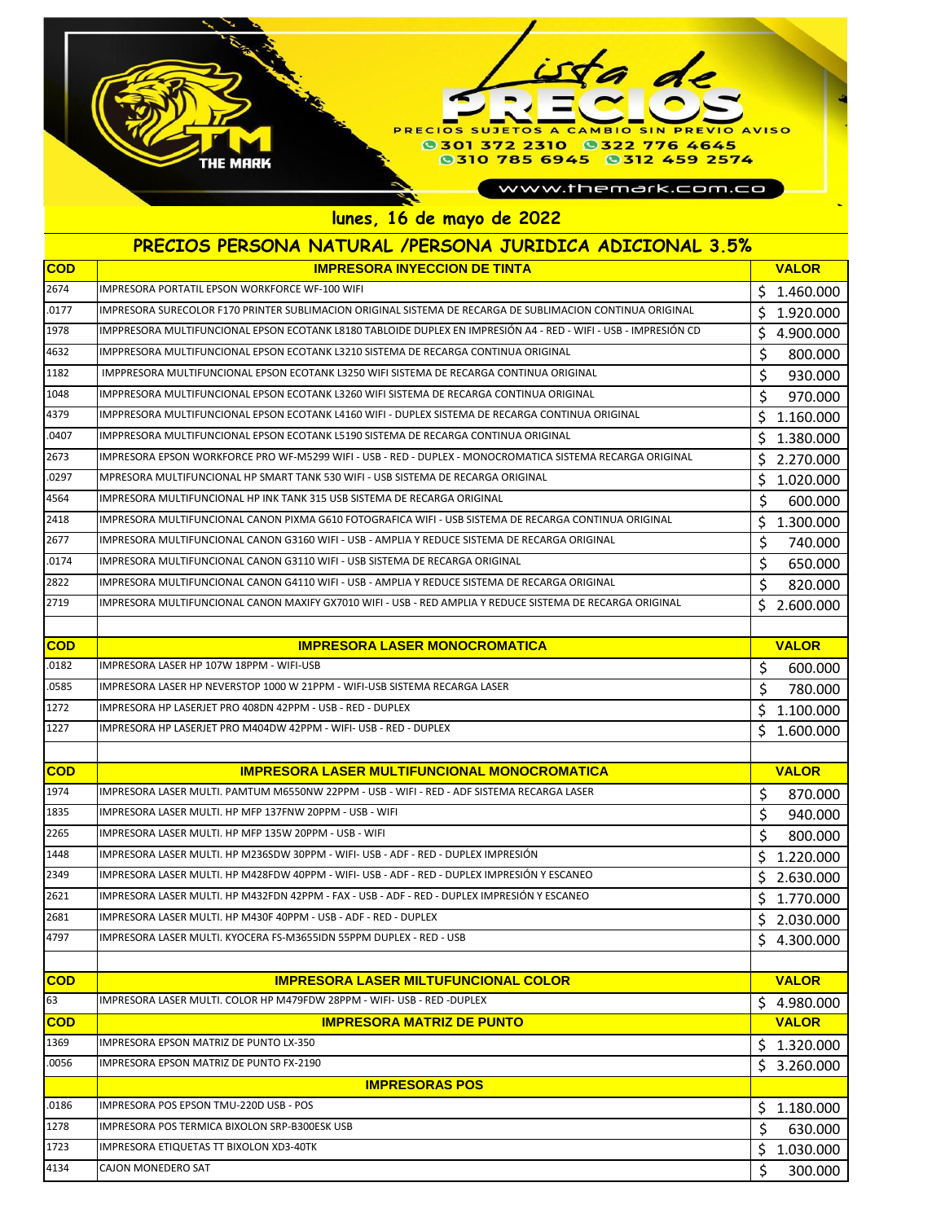# Lista de PRECIOS

PRECIOS SUJETOS A CAMBIO SIN PREVIO AVISO

301 372 2310 322 776 4645
310 785 6945 312 459 2574

www.themark.com.co

THE MARK

## lunes, 16 de mayo de 2022

## PRECIOS PERSONA NATURAL /PERSONA JURIDICA ADICIONAL 3.5%

| COD | IMPRESORA INYECCION DE TINTA | VALOR |
|---|---|---|
| 2674 | IMPRESORA PORTATIL EPSON WORKFORCE WF-100 WIFI | $ 1.460.000 |
| .0177 | IMPRESORA SURECOLOR F170 PRINTER SUBLIMACION ORIGINAL SISTEMA DE RECARGA DE SUBLIMACION CONTINUA ORIGINAL | $ 1.920.000 |
| 1978 | IMPPRESORA MULTIFUNCIONAL EPSON ECOTANK L8180 TABLOIDE DUPLEX EN IMPRESIÓN A4 - RED - WIFI - USB - IMPRESIÓN CD | $ 4.900.000 |
| 4632 | IMPPRESORA MULTIFUNCIONAL EPSON ECOTANK L3210 SISTEMA DE RECARGA CONTINUA ORIGINAL | $ 800.000 |
| 1182 | IMPPRESORA MULTIFUNCIONAL EPSON ECOTANK L3250 WIFI SISTEMA DE RECARGA CONTINUA ORIGINAL | $ 930.000 |
| 1048 | IMPPRESORA MULTIFUNCIONAL EPSON ECOTANK L3260 WIFI SISTEMA DE RECARGA CONTINUA ORIGINAL | $ 970.000 |
| 4379 | IMPPRESORA MULTIFUNCIONAL EPSON ECOTANK L4160 WIFI - DUPLEX SISTEMA DE RECARGA CONTINUA ORIGINAL | $ 1.160.000 |
| .0407 | IMPPRESORA MULTIFUNCIONAL EPSON ECOTANK L5190 SISTEMA DE RECARGA CONTINUA ORIGINAL | $ 1.380.000 |
| 2673 | IMPRESORA EPSON WORKFORCE PRO WF-M5299 WIFI - USB - RED - DUPLEX - MONOCROMATICA SISTEMA RECARGA ORIGINAL | $ 2.270.000 |
| .0297 | MPRESORA MULTIFUNCIONAL HP SMART TANK 530 WIFI - USB SISTEMA DE RECARGA ORIGINAL | $ 1.020.000 |
| 4564 | IMPRESORA MULTIFUNCIONAL HP INK TANK 315 USB SISTEMA DE RECARGA ORIGINAL | $ 600.000 |
| 2418 | IMPRESORA MULTIFUNCIONAL CANON PIXMA G610 FOTOGRAFICA WIFI - USB SISTEMA DE RECARGA CONTINUA ORIGINAL | $ 1.300.000 |
| 2677 | IMPRESORA MULTIFUNCIONAL CANON G3160 WIFI - USB - AMPLIA Y REDUCE SISTEMA DE RECARGA ORIGINAL | $ 740.000 |
| .0174 | IMPRESORA MULTIFUNCIONAL CANON G3110 WIFI - USB SISTEMA DE RECARGA ORIGINAL | $ 650.000 |
| 2822 | IMPRESORA MULTIFUNCIONAL CANON G4110 WIFI - USB - AMPLIA Y REDUCE SISTEMA DE RECARGA ORIGINAL | $ 820.000 |
| 2719 | IMPRESORA MULTIFUNCIONAL CANON MAXIFY GX7010 WIFI - USB - RED AMPLIA Y REDUCE SISTEMA DE RECARGA ORIGINAL | $ 2.600.000 |
| | | |
| **COD** | **IMPRESORA LASER MONOCROMATICA** | **VALOR** |
| .0182 | IMPRESORA LASER HP 107W 18PPM - WIFI-USB | $ 600.000 |
| .0585 | IMPRESORA LASER HP NEVERSTOP 1000 W 21PPM - WIFI-USB SISTEMA RECARGA LASER | $ 780.000 |
| 1272 | IMPRESORA HP LASERJET PRO 408DN 42PPM - USB - RED - DUPLEX | $ 1.100.000 |
| 1227 | IMPRESORA HP LASERJET PRO M404DW 42PPM - WIFI- USB - RED - DUPLEX | $ 1.600.000 |
| | | |
| **COD** | **IMPRESORA LASER MULTIFUNCIONAL MONOCROMATICA** | **VALOR** |
| 1974 | IMPRESORA LASER MULTI. PAMTUM M6550NW 22PPM - USB - WIFI - RED - ADF SISTEMA RECARGA LASER | $ 870.000 |
| 1835 | IMPRESORA LASER MULTI. HP MFP 137FNW 20PPM - USB - WIFI | $ 940.000 |
| 2265 | IMPRESORA LASER MULTI. HP MFP 135W 20PPM - USB - WIFI | $ 800.000 |
| 1448 | IMPRESORA LASER MULTI. HP M236SDW 30PPM - WIFI- USB - ADF - RED - DUPLEX IMPRESIÓN | $ 1.220.000 |
| 2349 | IMPRESORA LASER MULTI. HP M428FDW 40PPM - WIFI- USB - ADF - RED - DUPLEX IMPRESIÓN Y ESCANEO | $ 2.630.000 |
| 2621 | IMPRESORA LASER MULTI. HP M432FDN 42PPM - FAX - USB - ADF - RED - DUPLEX IMPRESIÓN Y ESCANEO | $ 1.770.000 |
| 2681 | IMPRESORA LASER MULTI. HP M430F 40PPM - USB - ADF - RED - DUPLEX | $ 2.030.000 |
| 4797 | IMPRESORA LASER MULTI. KYOCERA FS-M3655IDN 55PPM DUPLEX - RED - USB | $ 4.300.000 |
| | | |
| **COD** | **IMPRESORA LASER MILTUFUNCIONAL COLOR** | **VALOR** |
| 63 | IMPRESORA LASER MULTI. COLOR HP M479FDW 28PPM - WIFI- USB - RED -DUPLEX | $ 4.980.000 |
| **COD** | **IMPRESORA MATRIZ DE PUNTO** | **VALOR** |
| 1369 | IMPRESORA EPSON MATRIZ DE PUNTO LX-350 | $ 1.320.000 |
| .0056 | IMPRESORA EPSON MATRIZ DE PUNTO FX-2190 | $ 3.260.000 |
| | **IMPRESORAS POS** | |
| .0186 | IMPRESORA POS EPSON TMU-220D USB - POS | $ 1.180.000 |
| 1278 | IMPRESORA POS TERMICA BIXOLON SRP-B300ESK USB | $ 630.000 |
| 1723 | IMPRESORA ETIQUETAS TT BIXOLON XD3-40TK | $ 1.030.000 |
| 4134 | CAJON MONEDERO SAT | $ 300.000 |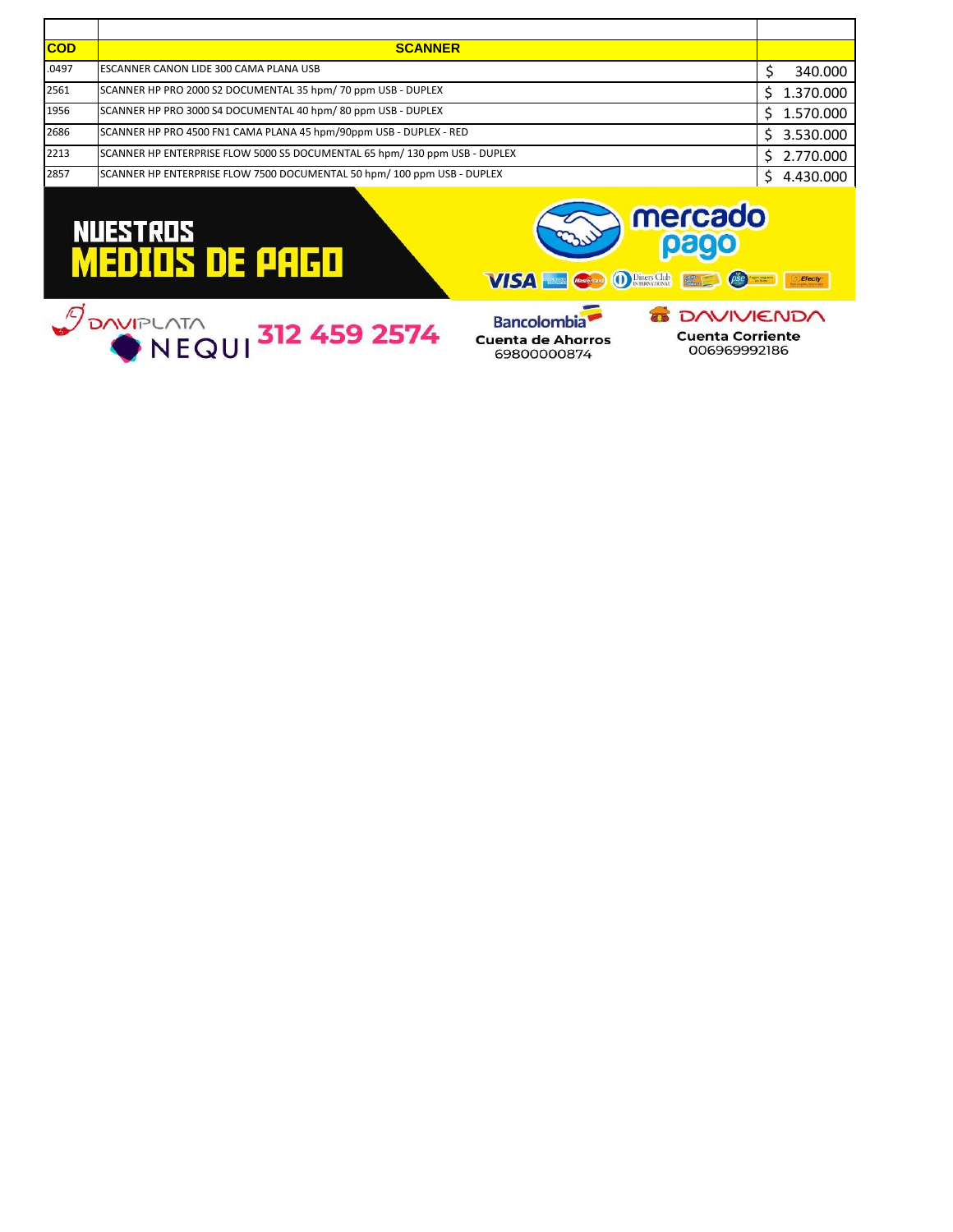| | | |
|---|---|---|
| **COD** | **SCANNER** | |
| .0497 | ESCANNER CANON LIDE 300 CAMA PLANA USB | $ 340.000 |
| 2561 | SCANNER HP PRO 2000 S2 DOCUMENTAL 35 hpm/ 70 ppm USB - DUPLEX | $ 1.370.000 |
| 1956 | SCANNER HP PRO 3000 S4 DOCUMENTAL 40 hpm/ 80 ppm USB - DUPLEX | $ 1.570.000 |
| 2686 | SCANNER HP PRO 4500 FN1 CAMA PLANA 45 hpm/90ppm USB - DUPLEX - RED | $ 3.530.000 |
| 2213 | SCANNER HP ENTERPRISE FLOW 5000 S5 DOCUMENTAL 65 hpm/ 130 ppm USB - DUPLEX | $ 2.770.000 |
| 2857 | SCANNER HP ENTERPRISE FLOW 7500 DOCUMENTAL 50 hpm/ 100 ppm USB - DUPLEX | $ 4.430.000 |

NUESTROS MEDIOS DE PAGO

mercado pago

VISA · Diners Club International · pse · Efecty

DAVIPLATA NEQUI 312 459 2574

Bancolombia
Cuenta de Ahorros
69800000874

DAVIVIENDA
Cuenta Corriente
006969992186